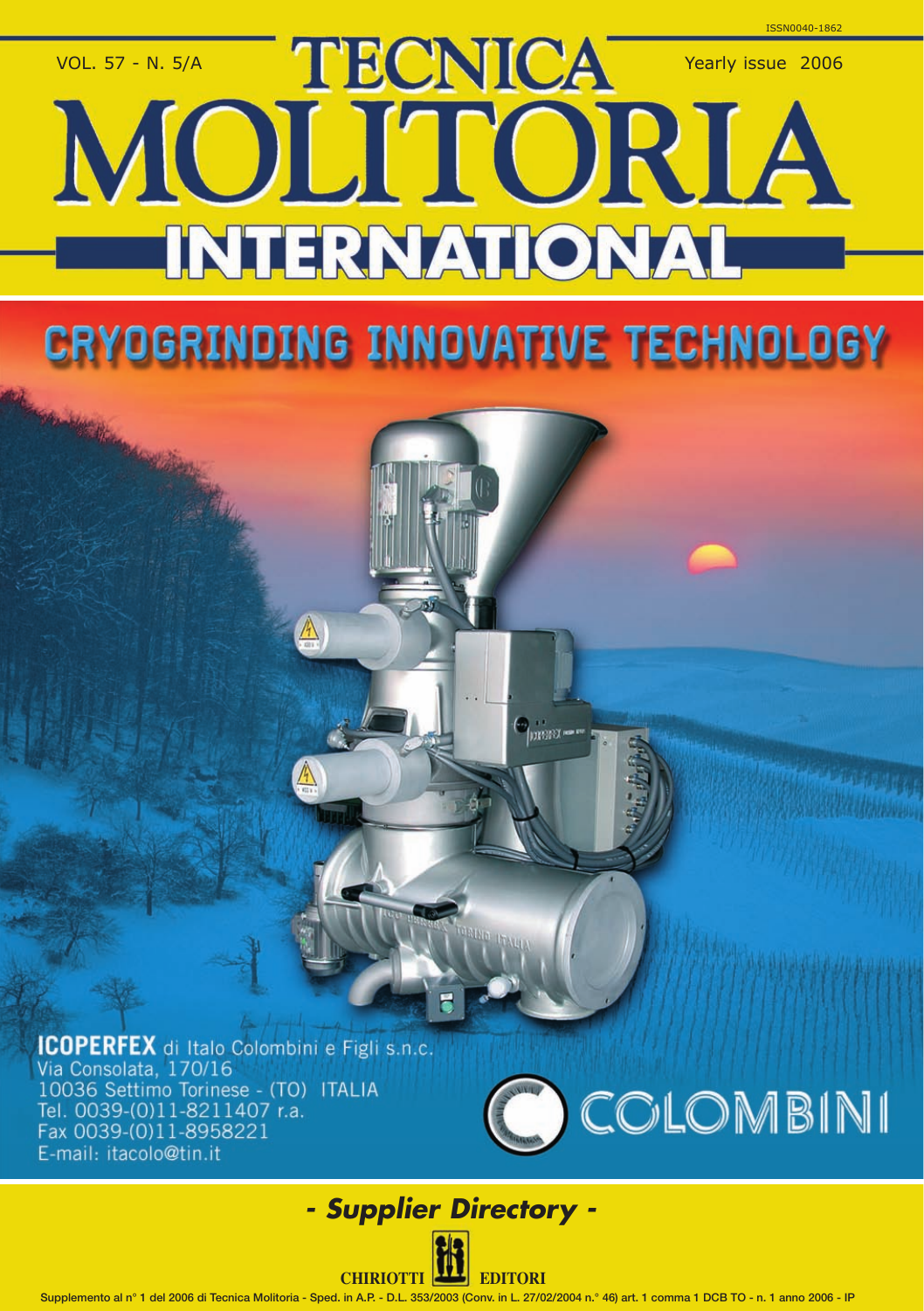ISSN0040-1862

VOL. 57 - N. 5/A

# TECNICA MOLITORIA INTERNATIONAL

Yearly issue 2006

## CRYOGRINDING INNOVATIVE TECHNOLOGY

**ICOPERFEX** di Italo Colombini e Figli s.n.c.
Via Consolata, 170/16
10036 Settimo Torinese - (TO) ITALIA
Tel. 0039-(0)11-8211407 r.a.
Fax 0039-(0)11-8958221
E-mail: itacolo@tin.it

COLOMBINI

***- Supplier Directory -***

CHIRIOTTI EDITORI

Supplemento al n° 1 del 2006 di Tecnica Molitoria - Sped. in A.P. - D.L. 353/2003 (Conv. in L. 27/02/2004 n.° 46) art. 1 comma 1 DCB TO - n. 1 anno 2006 - IP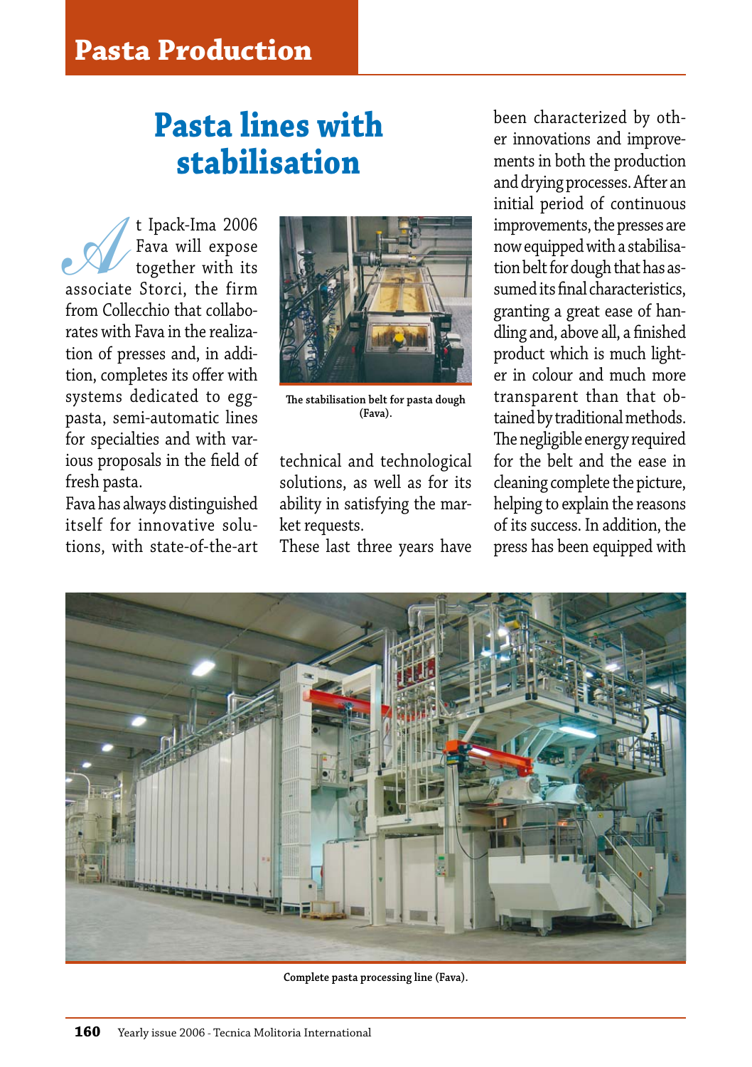# Pasta lines with stabilisation

At Ipack-Ima 2006 Fava will expose together with its associate Storci, the firm from Collecchio that collaborates with Fava in the realization of presses and, in addition, completes its offer with systems dedicated to egg-pasta, semi-automatic lines for specialties and with various proposals in the field of fresh pasta.

Fava has always distinguished itself for innovative solutions, with state-of-the-art technical and technological solutions, as well as for its ability in satisfying the market requests.

These last three years have been characterized by other innovations and improvements in both the production and drying processes. After an initial period of continuous improvements, the presses are now equipped with a stabilisation belt for dough that has assumed its final characteristics, granting a great ease of handling and, above all, a finished product which is much lighter in colour and much more transparent than that obtained by traditional methods. The negligible energy required for the belt and the ease in cleaning complete the picture, helping to explain the reasons of its success. In addition, the press has been equipped with

The stabilisation belt for pasta dough (Fava).

Complete pasta processing line (Fava).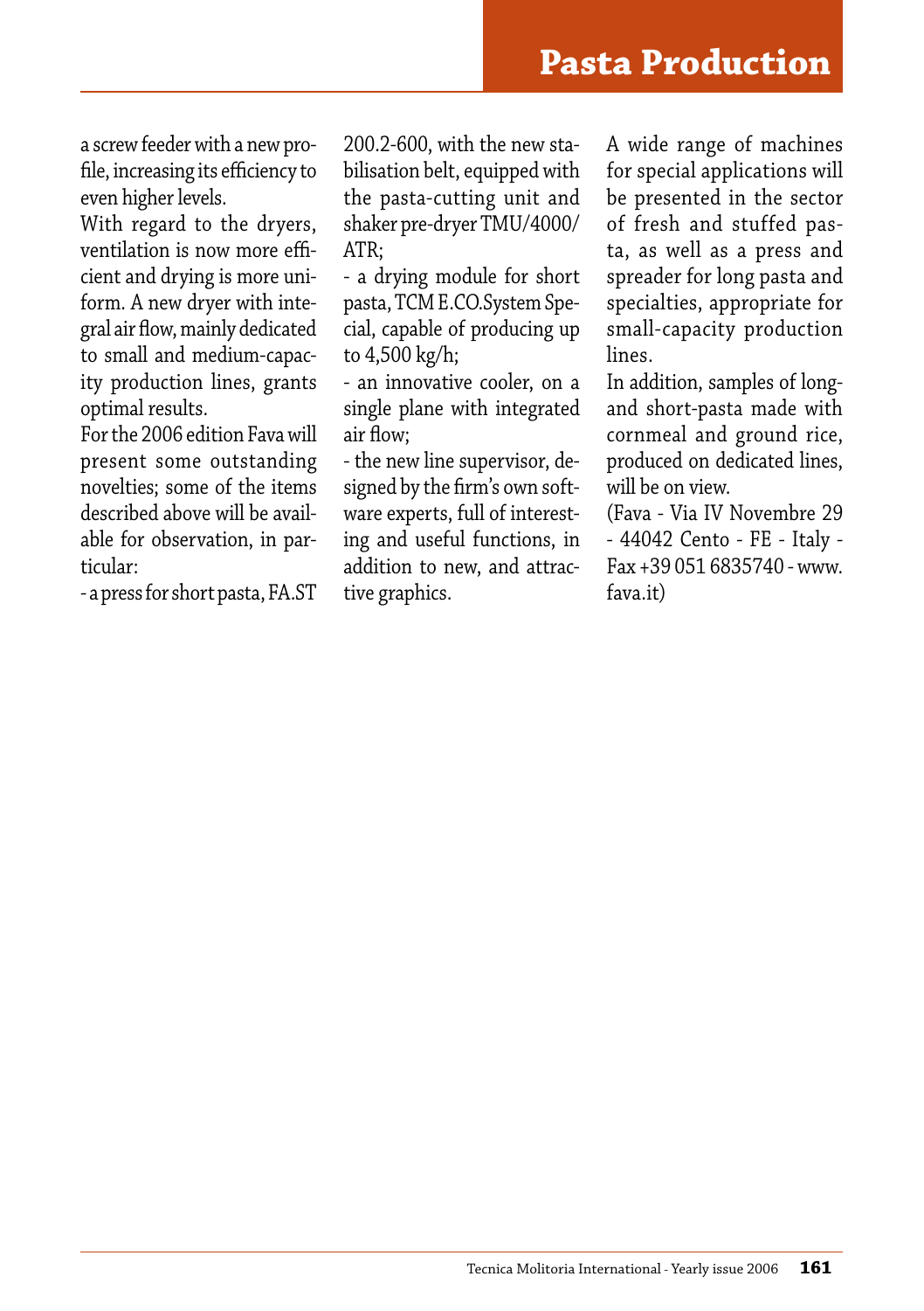a screw feeder with a new profile, increasing its efficiency to even higher levels.

With regard to the dryers, ventilation is now more efficient and drying is more uniform. A new dryer with integral air flow, mainly dedicated to small and medium-capacity production lines, grants optimal results.

For the 2006 edition Fava will present some outstanding novelties; some of the items described above will be available for observation, in particular:

- a press for short pasta, FA.ST 200.2-600, with the new stabilisation belt, equipped with the pasta-cutting unit and shaker pre-dryer TMU/4000/ATR;
- a drying module for short pasta, TCM E.CO.System Special, capable of producing up to 4,500 kg/h;
- an innovative cooler, on a single plane with integrated air flow;
- the new line supervisor, designed by the firm's own software experts, full of interesting and useful functions, in addition to new, and attractive graphics.

A wide range of machines for special applications will be presented in the sector of fresh and stuffed pasta, as well as a press and spreader for long pasta and specialties, appropriate for small-capacity production lines.

In addition, samples of long- and short-pasta made with cornmeal and ground rice, produced on dedicated lines, will be on view.

(Fava - Via IV Novembre 29 - 44042 Cento - FE - Italy - Fax +39 051 6835740 - www.fava.it)